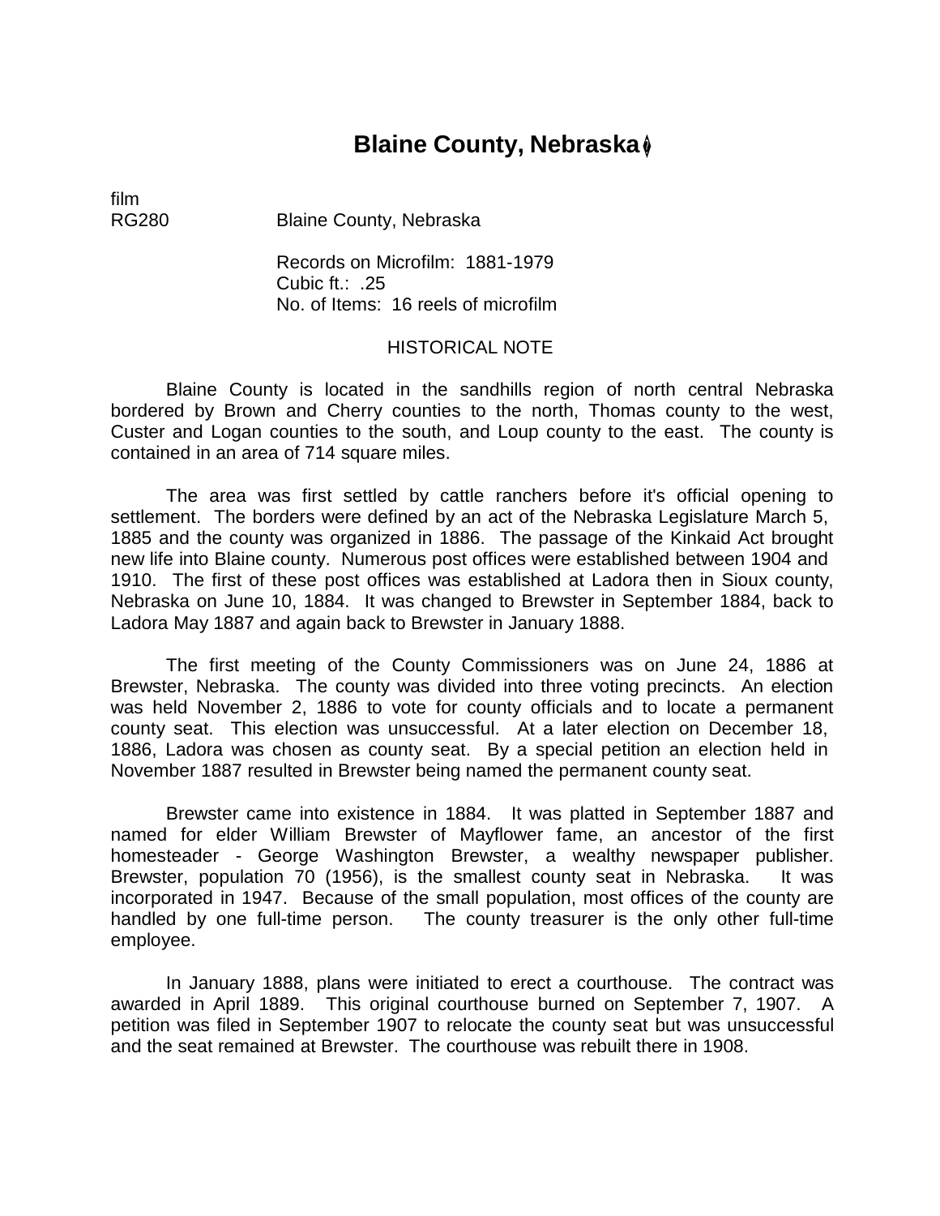# Blaine County, Nebraska

film
RG280 Blaine County, Nebraska

Records on Microfilm: 1881-1979
Cubic ft.: .25
No. of Items: 16 reels of microfilm

## HISTORICAL NOTE

Blaine County is located in the sandhills region of north central Nebraska bordered by Brown and Cherry counties to the north, Thomas county to the west, Custer and Logan counties to the south, and Loup county to the east. The county is contained in an area of 714 square miles.

The area was first settled by cattle ranchers before it's official opening to settlement. The borders were defined by an act of the Nebraska Legislature March 5, 1885 and the county was organized in 1886. The passage of the Kinkaid Act brought new life into Blaine county. Numerous post offices were established between 1904 and 1910. The first of these post offices was established at Ladora then in Sioux county, Nebraska on June 10, 1884. It was changed to Brewster in September 1884, back to Ladora May 1887 and again back to Brewster in January 1888.

The first meeting of the County Commissioners was on June 24, 1886 at Brewster, Nebraska. The county was divided into three voting precincts. An election was held November 2, 1886 to vote for county officials and to locate a permanent county seat. This election was unsuccessful. At a later election on December 18, 1886, Ladora was chosen as county seat. By a special petition an election held in November 1887 resulted in Brewster being named the permanent county seat.

Brewster came into existence in 1884. It was platted in September 1887 and named for elder William Brewster of Mayflower fame, an ancestor of the first homesteader - George Washington Brewster, a wealthy newspaper publisher. Brewster, population 70 (1956), is the smallest county seat in Nebraska. It was incorporated in 1947. Because of the small population, most offices of the county are handled by one full-time person. The county treasurer is the only other full-time employee.

In January 1888, plans were initiated to erect a courthouse. The contract was awarded in April 1889. This original courthouse burned on September 7, 1907. A petition was filed in September 1907 to relocate the county seat but was unsuccessful and the seat remained at Brewster. The courthouse was rebuilt there in 1908.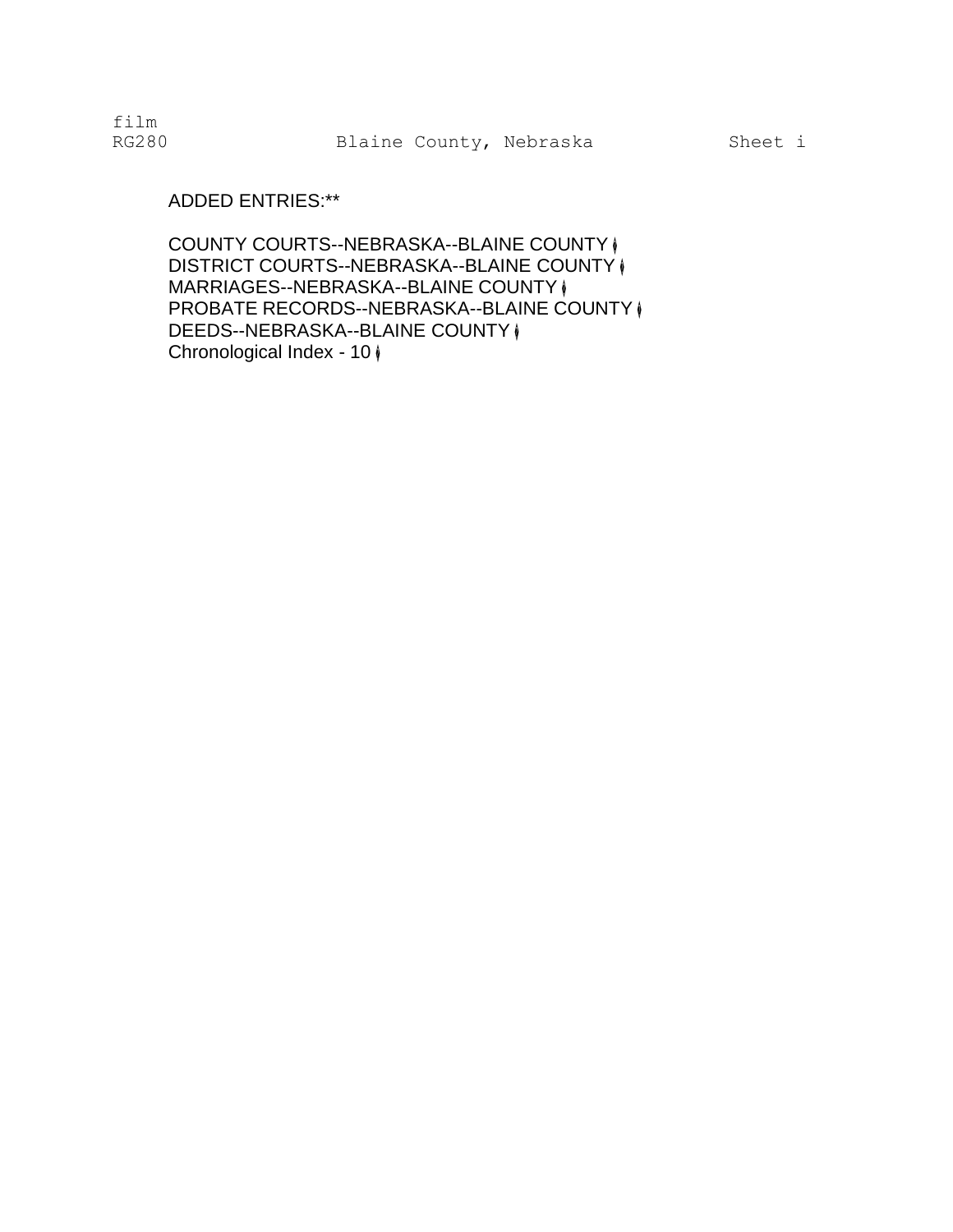film
RG280 Blaine County, Nebraska Sheet i

ADDED ENTRIES:**

COUNTY COURTS--NEBRASKA--BLAINE COUNTY
DISTRICT COURTS--NEBRASKA--BLAINE COUNTY
MARRIAGES--NEBRASKA--BLAINE COUNTY
PROBATE RECORDS--NEBRASKA--BLAINE COUNTY
DEEDS--NEBRASKA--BLAINE COUNTY
Chronological Index - 10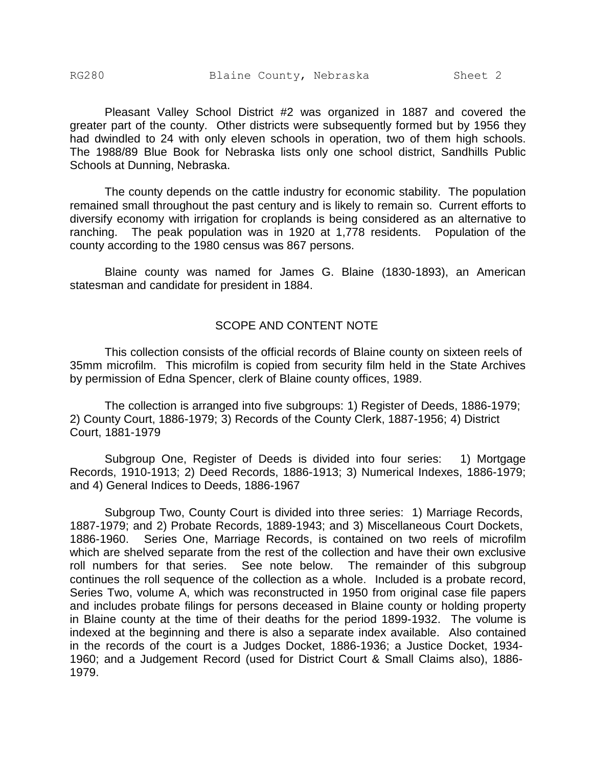Pleasant Valley School District #2 was organized in 1887 and covered the greater part of the county. Other districts were subsequently formed but by 1956 they had dwindled to 24 with only eleven schools in operation, two of them high schools. The 1988/89 Blue Book for Nebraska lists only one school district, Sandhills Public Schools at Dunning, Nebraska.

The county depends on the cattle industry for economic stability. The population remained small throughout the past century and is likely to remain so. Current efforts to diversify economy with irrigation for croplands is being considered as an alternative to ranching. The peak population was in 1920 at 1,778 residents. Population of the county according to the 1980 census was 867 persons.

Blaine county was named for James G. Blaine (1830-1893), an American statesman and candidate for president in 1884.

## SCOPE AND CONTENT NOTE

This collection consists of the official records of Blaine county on sixteen reels of 35mm microfilm. This microfilm is copied from security film held in the State Archives by permission of Edna Spencer, clerk of Blaine county offices, 1989.

The collection is arranged into five subgroups: 1) Register of Deeds, 1886-1979; 2) County Court, 1886-1979; 3) Records of the County Clerk, 1887-1956; 4) District Court, 1881-1979

Subgroup One, Register of Deeds is divided into four series: 1) Mortgage Records, 1910-1913; 2) Deed Records, 1886-1913; 3) Numerical Indexes, 1886-1979; and 4) General Indices to Deeds, 1886-1967

Subgroup Two, County Court is divided into three series: 1) Marriage Records, 1887-1979; and 2) Probate Records, 1889-1943; and 3) Miscellaneous Court Dockets, 1886-1960. Series One, Marriage Records, is contained on two reels of microfilm which are shelved separate from the rest of the collection and have their own exclusive roll numbers for that series. See note below. The remainder of this subgroup continues the roll sequence of the collection as a whole. Included is a probate record, Series Two, volume A, which was reconstructed in 1950 from original case file papers and includes probate filings for persons deceased in Blaine county or holding property in Blaine county at the time of their deaths for the period 1899-1932. The volume is indexed at the beginning and there is also a separate index available. Also contained in the records of the court is a Judges Docket, 1886-1936; a Justice Docket, 1934-1960; and a Judgement Record (used for District Court & Small Claims also), 1886-1979.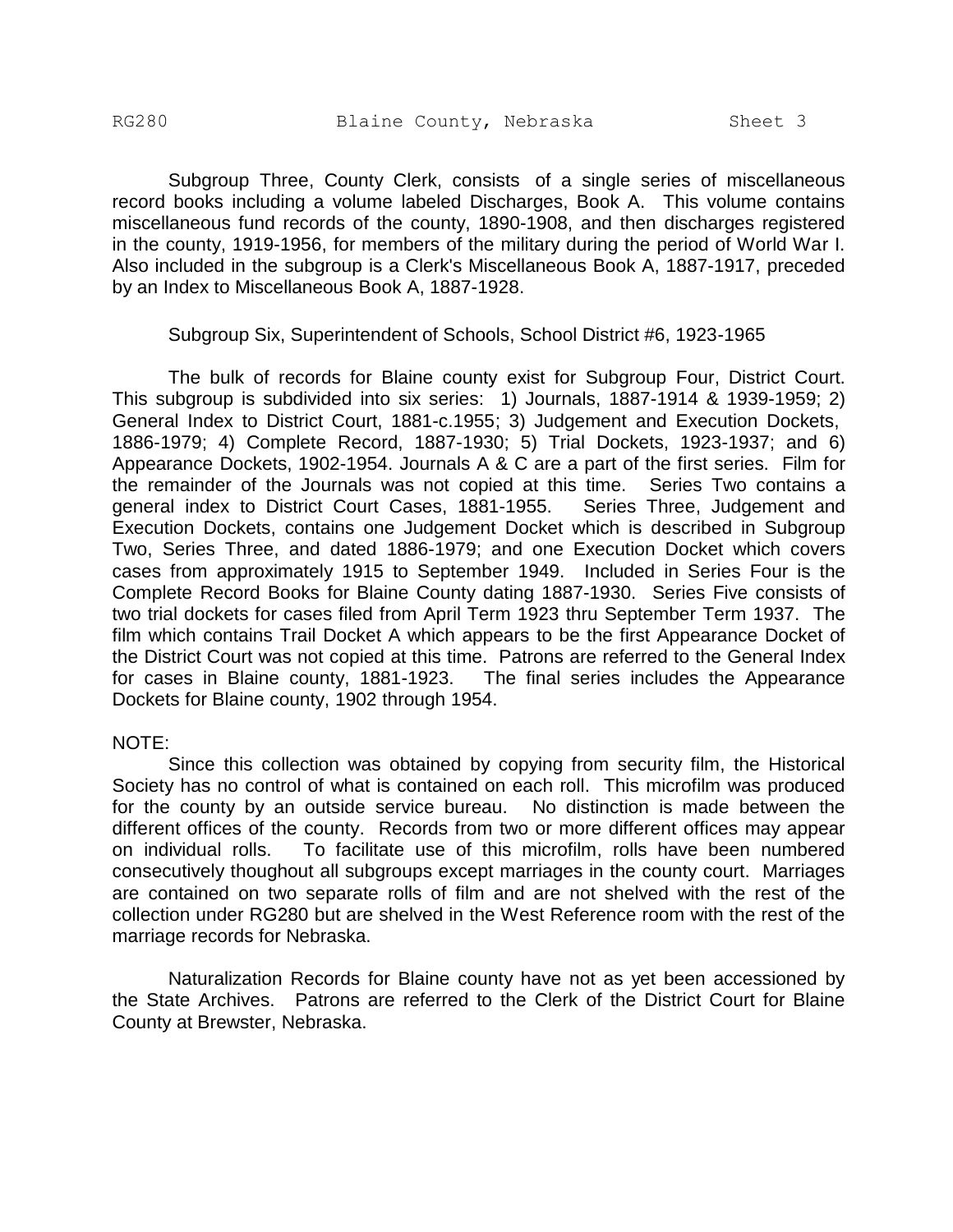Subgroup Three, County Clerk, consists of a single series of miscellaneous record books including a volume labeled Discharges, Book A. This volume contains miscellaneous fund records of the county, 1890-1908, and then discharges registered in the county, 1919-1956, for members of the military during the period of World War I. Also included in the subgroup is a Clerk's Miscellaneous Book A, 1887-1917, preceded by an Index to Miscellaneous Book A, 1887-1928.

Subgroup Six, Superintendent of Schools, School District #6, 1923-1965

The bulk of records for Blaine county exist for Subgroup Four, District Court. This subgroup is subdivided into six series: 1) Journals, 1887-1914 & 1939-1959; 2) General Index to District Court, 1881-c.1955; 3) Judgement and Execution Dockets, 1886-1979; 4) Complete Record, 1887-1930; 5) Trial Dockets, 1923-1937; and 6) Appearance Dockets, 1902-1954. Journals A & C are a part of the first series. Film for the remainder of the Journals was not copied at this time. Series Two contains a general index to District Court Cases, 1881-1955. Series Three, Judgement and Execution Dockets, contains one Judgement Docket which is described in Subgroup Two, Series Three, and dated 1886-1979; and one Execution Docket which covers cases from approximately 1915 to September 1949. Included in Series Four is the Complete Record Books for Blaine County dating 1887-1930. Series Five consists of two trial dockets for cases filed from April Term 1923 thru September Term 1937. The film which contains Trail Docket A which appears to be the first Appearance Docket of the District Court was not copied at this time. Patrons are referred to the General Index for cases in Blaine county, 1881-1923. The final series includes the Appearance Dockets for Blaine county, 1902 through 1954.

NOTE:

Since this collection was obtained by copying from security film, the Historical Society has no control of what is contained on each roll. This microfilm was produced for the county by an outside service bureau. No distinction is made between the different offices of the county. Records from two or more different offices may appear on individual rolls. To facilitate use of this microfilm, rolls have been numbered consecutively thoughout all subgroups except marriages in the county court. Marriages are contained on two separate rolls of film and are not shelved with the rest of the collection under RG280 but are shelved in the West Reference room with the rest of the marriage records for Nebraska.

Naturalization Records for Blaine county have not as yet been accessioned by the State Archives. Patrons are referred to the Clerk of the District Court for Blaine County at Brewster, Nebraska.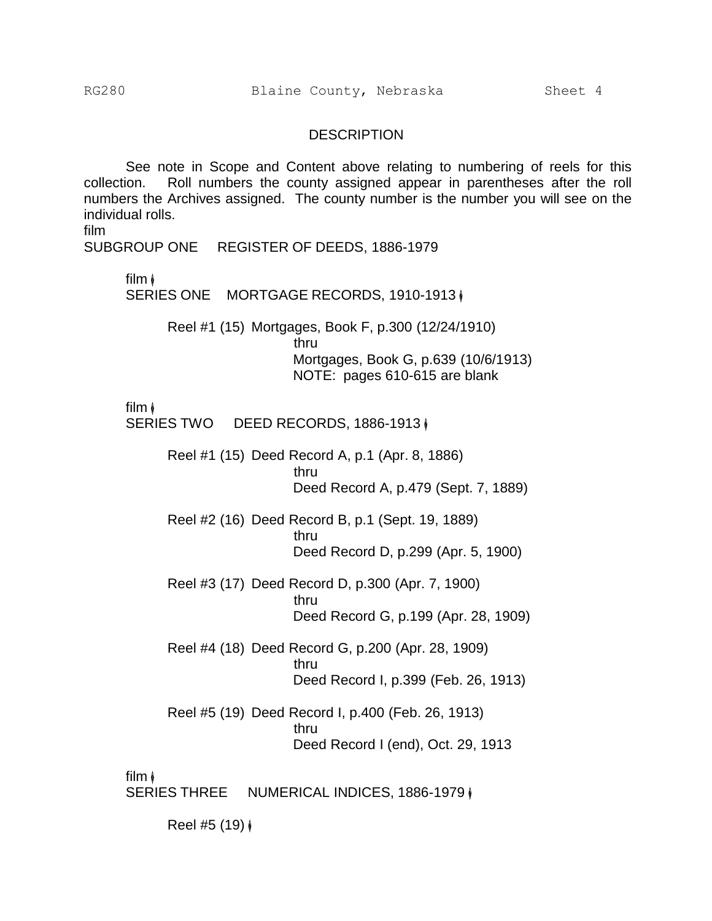## DESCRIPTION

See note in Scope and Content above relating to numbering of reels for this collection. Roll numbers the county assigned appear in parentheses after the roll numbers the Archives assigned. The county number is the number you will see on the individual rolls.

film

## SUBGROUP ONE REGISTER OF DEEDS, 1886-1979

film

### SERIES ONE MORTGAGE RECORDS, 1910-1913

Reel #1 (15) Mortgages, Book F, p.300 (12/24/1910)
thru
Mortgages, Book G, p.639 (10/6/1913)
NOTE: pages 610-615 are blank

film

### SERIES TWO DEED RECORDS, 1886-1913

Reel #1 (15) Deed Record A, p.1 (Apr. 8, 1886)
thru
Deed Record A, p.479 (Sept. 7, 1889)

Reel #2 (16) Deed Record B, p.1 (Sept. 19, 1889)
thru
Deed Record D, p.299 (Apr. 5, 1900)

Reel #3 (17) Deed Record D, p.300 (Apr. 7, 1900)
thru
Deed Record G, p.199 (Apr. 28, 1909)

Reel #4 (18) Deed Record G, p.200 (Apr. 28, 1909)
thru
Deed Record I, p.399 (Feb. 26, 1913)

Reel #5 (19) Deed Record I, p.400 (Feb. 26, 1913)
thru
Deed Record I (end), Oct. 29, 1913

film

### SERIES THREE NUMERICAL INDICES, 1886-1979

Reel #5 (19)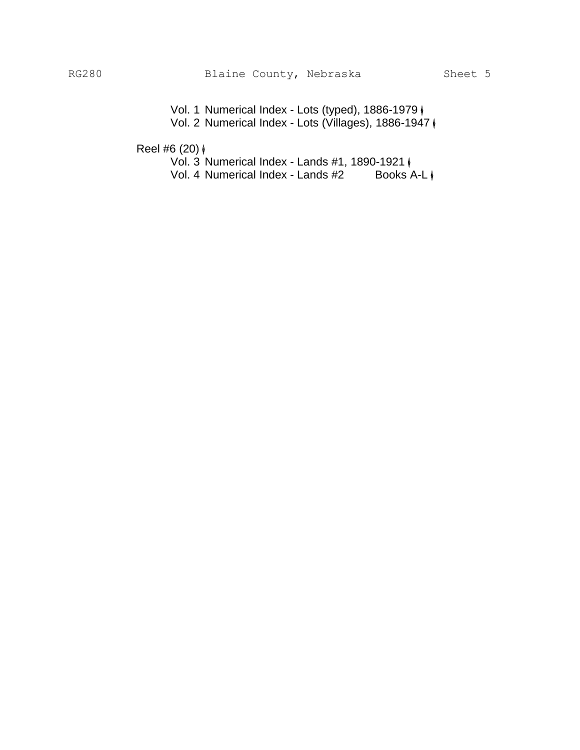Vol. 1 Numerical Index - Lots (typed), 1886-1979
Vol. 2 Numerical Index - Lots (Villages), 1886-1947

Reel #6 (20)

Vol. 3 Numerical Index - Lands #1, 1890-1921
Vol. 4 Numerical Index - Lands #2 Books A-L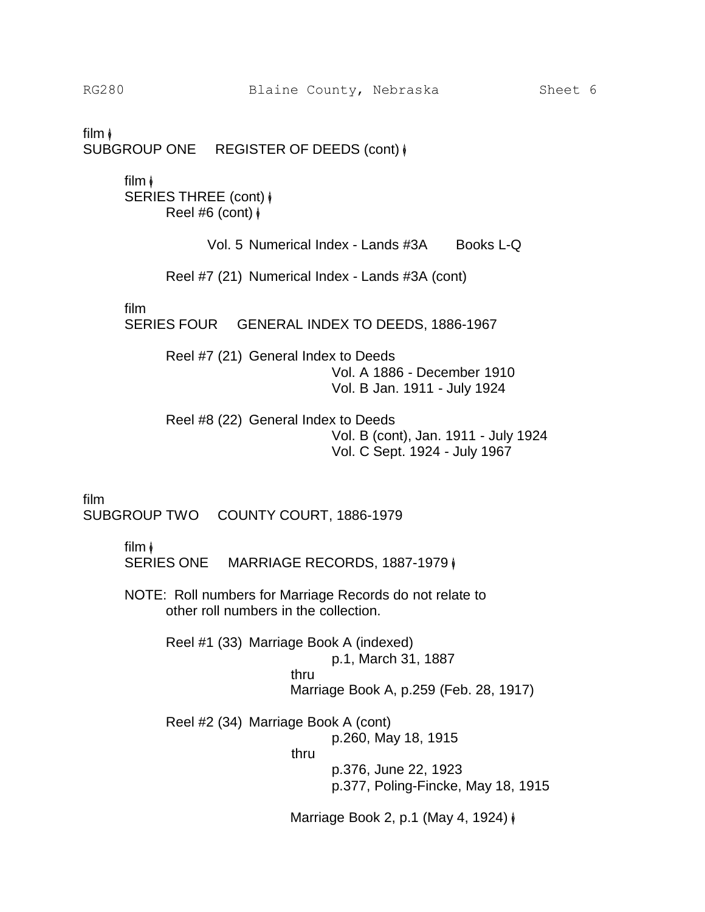film
SUBGROUP ONE REGISTER OF DEEDS (cont)

film
SERIES THREE (cont)
Reel #6 (cont)

Vol. 5 Numerical Index - Lands #3A Books L-Q

Reel #7 (21) Numerical Index - Lands #3A (cont)

film
SERIES FOUR GENERAL INDEX TO DEEDS, 1886-1967

Reel #7 (21) General Index to Deeds
Vol. A 1886 - December 1910
Vol. B Jan. 1911 - July 1924

Reel #8 (22) General Index to Deeds
Vol. B (cont), Jan. 1911 - July 1924
Vol. C Sept. 1924 - July 1967

film
SUBGROUP TWO COUNTY COURT, 1886-1979

film
SERIES ONE MARRIAGE RECORDS, 1887-1979

NOTE: Roll numbers for Marriage Records do not relate to other roll numbers in the collection.

Reel #1 (33) Marriage Book A (indexed)
p.1, March 31, 1887
thru
Marriage Book A, p.259 (Feb. 28, 1917)

Reel #2 (34) Marriage Book A (cont)
p.260, May 18, 1915
thru
p.376, June 22, 1923
p.377, Poling-Fincke, May 18, 1915

Marriage Book 2, p.1 (May 4, 1924)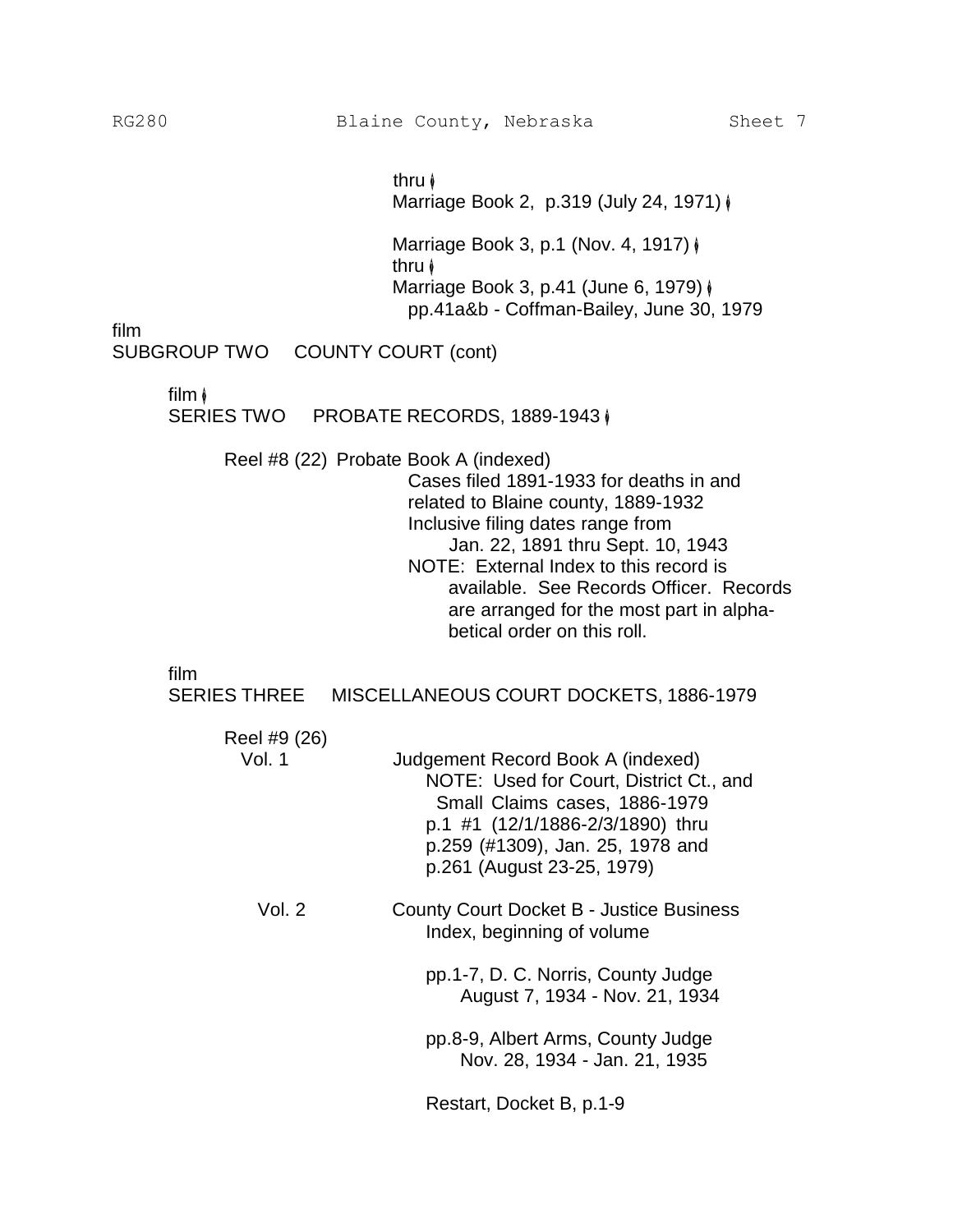thru
Marriage Book 2, p.319 (July 24, 1971)

Marriage Book 3, p.1 (Nov. 4, 1917)
thru
Marriage Book 3, p.41 (June 6, 1979)
pp.41a&b - Coffman-Bailey, June 30, 1979

film
## SUBGROUP TWO COUNTY COURT (cont)

film
### SERIES TWO PROBATE RECORDS, 1889-1943

Reel #8 (22) Probate Book A (indexed)
Cases filed 1891-1933 for deaths in and related to Blaine county, 1889-1932
Inclusive filing dates range from
Jan. 22, 1891 thru Sept. 10, 1943
NOTE: External Index to this record is available. See Records Officer. Records are arranged for the most part in alphabetical order on this roll.

film
### SERIES THREE MISCELLANEOUS COURT DOCKETS, 1886-1979

Reel #9 (26)

Vol. 1 Judgement Record Book A (indexed)
NOTE: Used for Court, District Ct., and Small Claims cases, 1886-1979
p.1 #1 (12/1/1886-2/3/1890) thru
p.259 (#1309), Jan. 25, 1978 and
p.261 (August 23-25, 1979)

Vol. 2 County Court Docket B - Justice Business
Index, beginning of volume

pp.1-7, D. C. Norris, County Judge
August 7, 1934 - Nov. 21, 1934

pp.8-9, Albert Arms, County Judge
Nov. 28, 1934 - Jan. 21, 1935

Restart, Docket B, p.1-9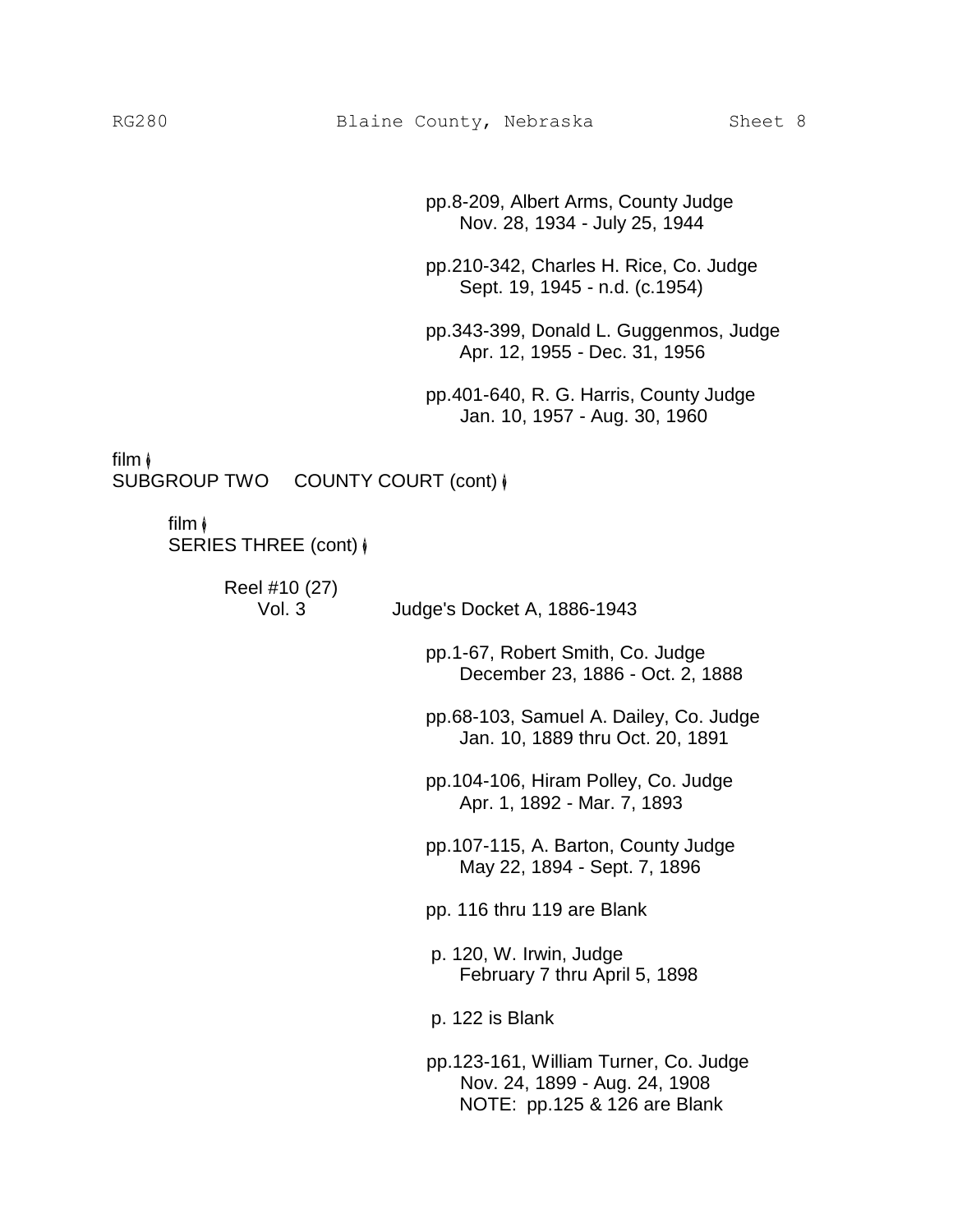pp.8-209, Albert Arms, County Judge
Nov. 28, 1934 - July 25, 1944

pp.210-342, Charles H. Rice, Co. Judge
Sept. 19, 1945 - n.d. (c.1954)

pp.343-399, Donald L. Guggenmos, Judge
Apr. 12, 1955 - Dec. 31, 1956

pp.401-640, R. G. Harris, County Judge
Jan. 10, 1957 - Aug. 30, 1960

film
SUBGROUP TWO     COUNTY COURT (cont)

film
SERIES THREE (cont)

Reel #10 (27)
Vol. 3     Judge's Docket A, 1886-1943

pp.1-67, Robert Smith, Co. Judge
December 23, 1886 - Oct. 2, 1888

pp.68-103, Samuel A. Dailey, Co. Judge
Jan. 10, 1889 thru Oct. 20, 1891

pp.104-106, Hiram Polley, Co. Judge
Apr. 1, 1892 - Mar. 7, 1893

pp.107-115, A. Barton, County Judge
May 22, 1894 - Sept. 7, 1896

pp. 116 thru 119 are Blank

p. 120, W. Irwin, Judge
February 7 thru April 5, 1898

p. 122 is Blank

pp.123-161, William Turner, Co. Judge
Nov. 24, 1899 - Aug. 24, 1908
NOTE: pp.125 & 126 are Blank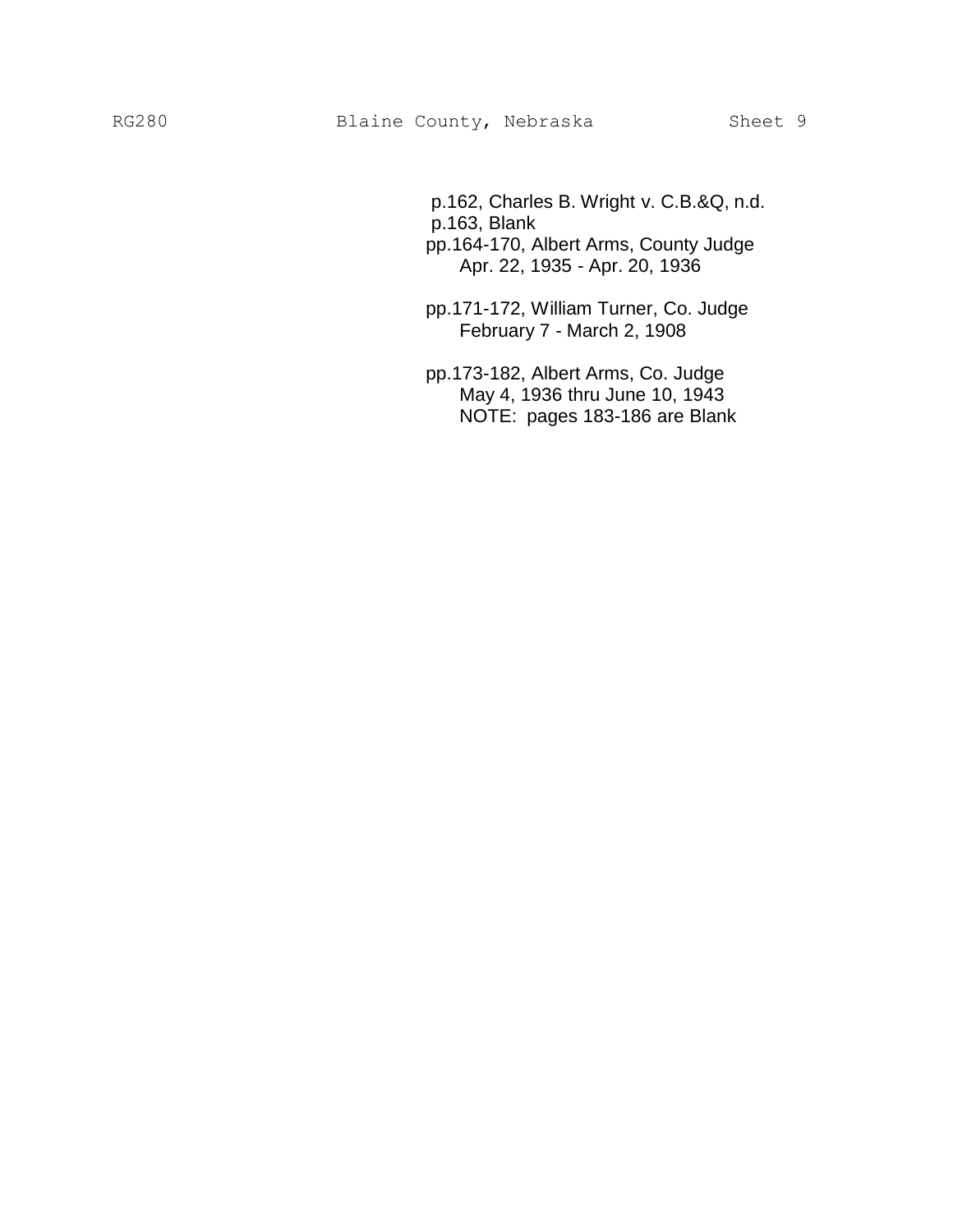p.162, Charles B. Wright v. C.B.&Q, n.d.
p.163, Blank
pp.164-170, Albert Arms, County Judge
Apr. 22, 1935 - Apr. 20, 1936

pp.171-172, William Turner, Co. Judge
February 7 - March 2, 1908

pp.173-182, Albert Arms, Co. Judge
May 4, 1936 thru June 10, 1943
NOTE: pages 183-186 are Blank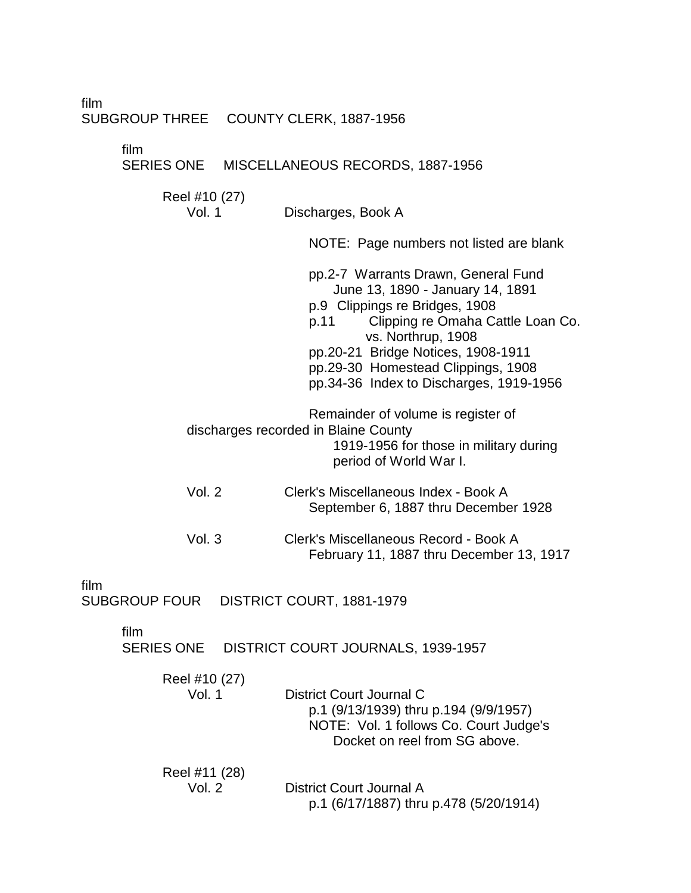film
## SUBGROUP THREE COUNTY CLERK, 1887-1956

film
### SERIES ONE MISCELLANEOUS RECORDS, 1887-1956

Reel #10 (27)

Vol. 1 Discharges, Book A

NOTE: Page numbers not listed are blank

- pp.2-7 Warrants Drawn, General Fund June 13, 1890 - January 14, 1891
- p.9 Clippings re Bridges, 1908
- p.11 Clipping re Omaha Cattle Loan Co. vs. Northrup, 1908
- pp.20-21 Bridge Notices, 1908-1911
- pp.29-30 Homestead Clippings, 1908
- pp.34-36 Index to Discharges, 1919-1956

Remainder of volume is register of discharges recorded in Blaine County 1919-1956 for those in military during period of World War I.

Vol. 2 Clerk's Miscellaneous Index - Book A
September 6, 1887 thru December 1928

Vol. 3 Clerk's Miscellaneous Record - Book A
February 11, 1887 thru December 13, 1917

film
## SUBGROUP FOUR DISTRICT COURT, 1881-1979

film
### SERIES ONE DISTRICT COURT JOURNALS, 1939-1957

Reel #10 (27)

Vol. 1 District Court Journal C
p.1 (9/13/1939) thru p.194 (9/9/1957)
NOTE: Vol. 1 follows Co. Court Judge's Docket on reel from SG above.

Reel #11 (28)

Vol. 2 District Court Journal A
p.1 (6/17/1887) thru p.478 (5/20/1914)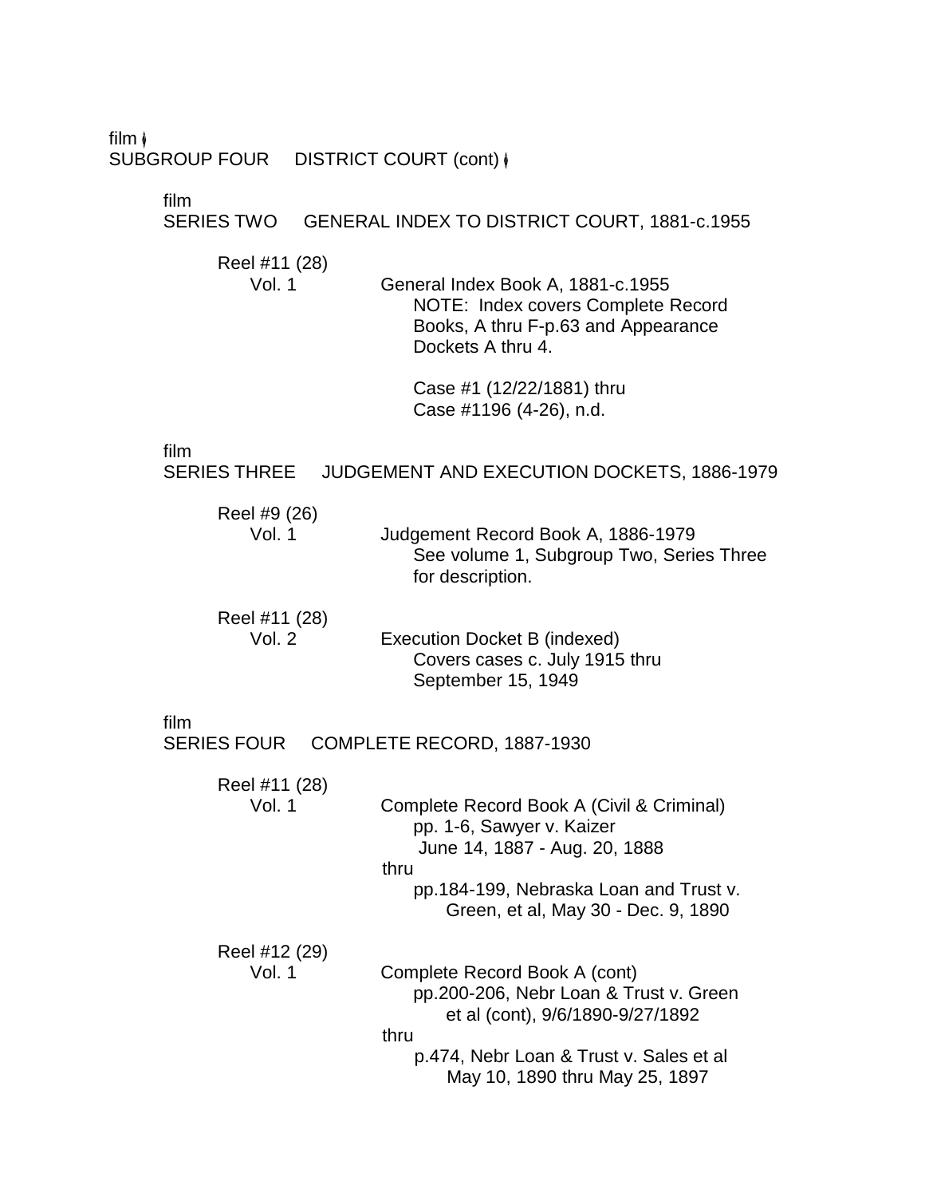film
SUBGROUP FOUR DISTRICT COURT (cont)

film
SERIES TWO GENERAL INDEX TO DISTRICT COURT, 1881-c.1955

Reel #11 (28)
Vol. 1 General Index Book A, 1881-c.1955
NOTE: Index covers Complete Record Books, A thru F-p.63 and Appearance Dockets A thru 4.

Case #1 (12/22/1881) thru
Case #1196 (4-26), n.d.

film
SERIES THREE JUDGEMENT AND EXECUTION DOCKETS, 1886-1979

Reel #9 (26)
Vol. 1 Judgement Record Book A, 1886-1979
See volume 1, Subgroup Two, Series Three for description.

Reel #11 (28)
Vol. 2 Execution Docket B (indexed)
Covers cases c. July 1915 thru September 15, 1949

film
SERIES FOUR COMPLETE RECORD, 1887-1930

Reel #11 (28)
Vol. 1 Complete Record Book A (Civil & Criminal)
pp. 1-6, Sawyer v. Kaizer
June 14, 1887 - Aug. 20, 1888
thru
pp.184-199, Nebraska Loan and Trust v. Green, et al, May 30 - Dec. 9, 1890

Reel #12 (29)
Vol. 1 Complete Record Book A (cont)
pp.200-206, Nebr Loan & Trust v. Green et al (cont), 9/6/1890-9/27/1892
thru
p.474, Nebr Loan & Trust v. Sales et al
May 10, 1890 thru May 25, 1897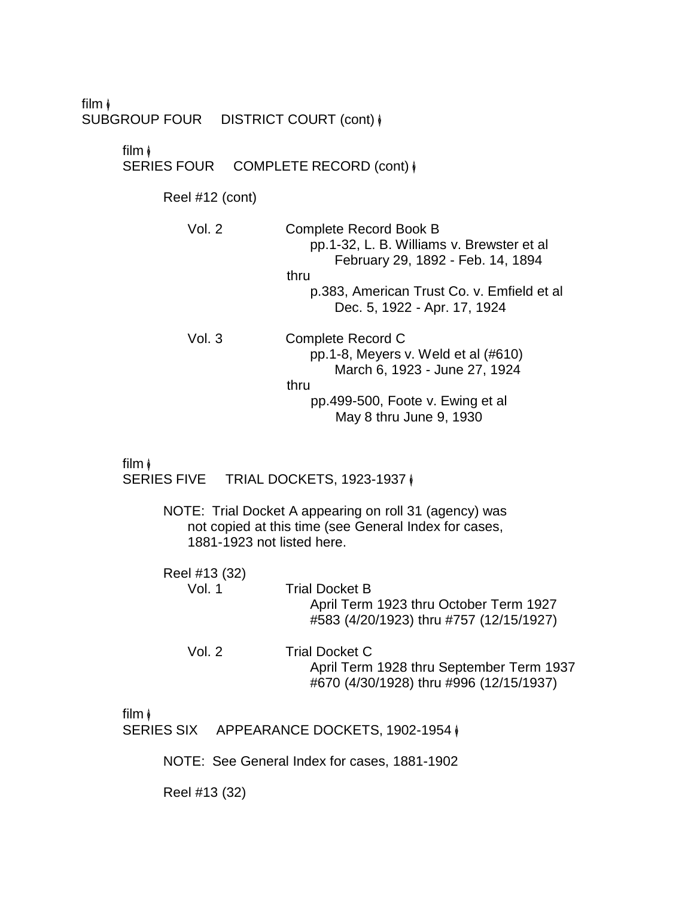film
SUBGROUP FOUR DISTRICT COURT (cont)

film
SERIES FOUR COMPLETE RECORD (cont)

Reel #12 (cont)

Vol. 2 Complete Record Book B
pp.1-32, L. B. Williams v. Brewster et al
February 29, 1892 - Feb. 14, 1894
thru
p.383, American Trust Co. v. Emfield et al
Dec. 5, 1922 - Apr. 17, 1924

Vol. 3 Complete Record C
pp.1-8, Meyers v. Weld et al (#610)
March 6, 1923 - June 27, 1924
thru
pp.499-500, Foote v. Ewing et al
May 8 thru June 9, 1930

film
SERIES FIVE TRIAL DOCKETS, 1923-1937

NOTE: Trial Docket A appearing on roll 31 (agency) was not copied at this time (see General Index for cases, 1881-1923 not listed here.

Reel #13 (32)

Vol. 1 Trial Docket B
April Term 1923 thru October Term 1927
#583 (4/20/1923) thru #757 (12/15/1927)

Vol. 2 Trial Docket C
April Term 1928 thru September Term 1937
#670 (4/30/1928) thru #996 (12/15/1937)

film
SERIES SIX APPEARANCE DOCKETS, 1902-1954

NOTE: See General Index for cases, 1881-1902

Reel #13 (32)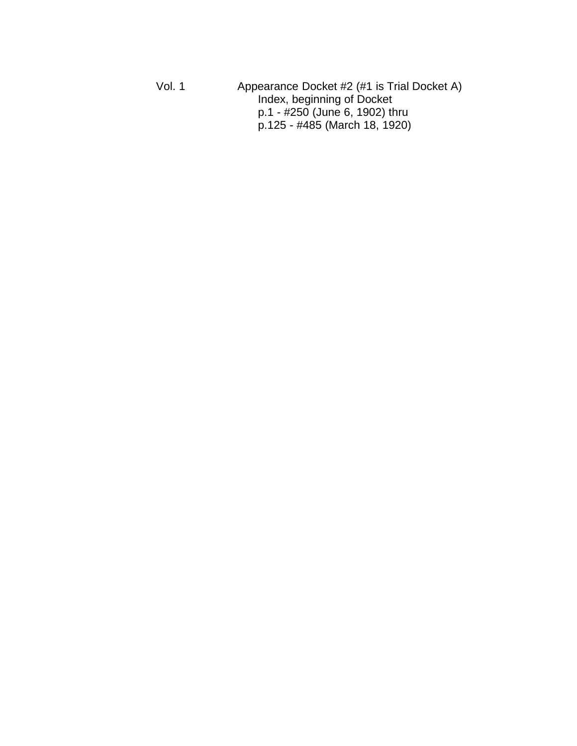Vol. 1 Appearance Docket #2 (#1 is Trial Docket A)

- Index, beginning of Docket
- p.1 - #250 (June 6, 1902) thru
- p.125 - #485 (March 18, 1920)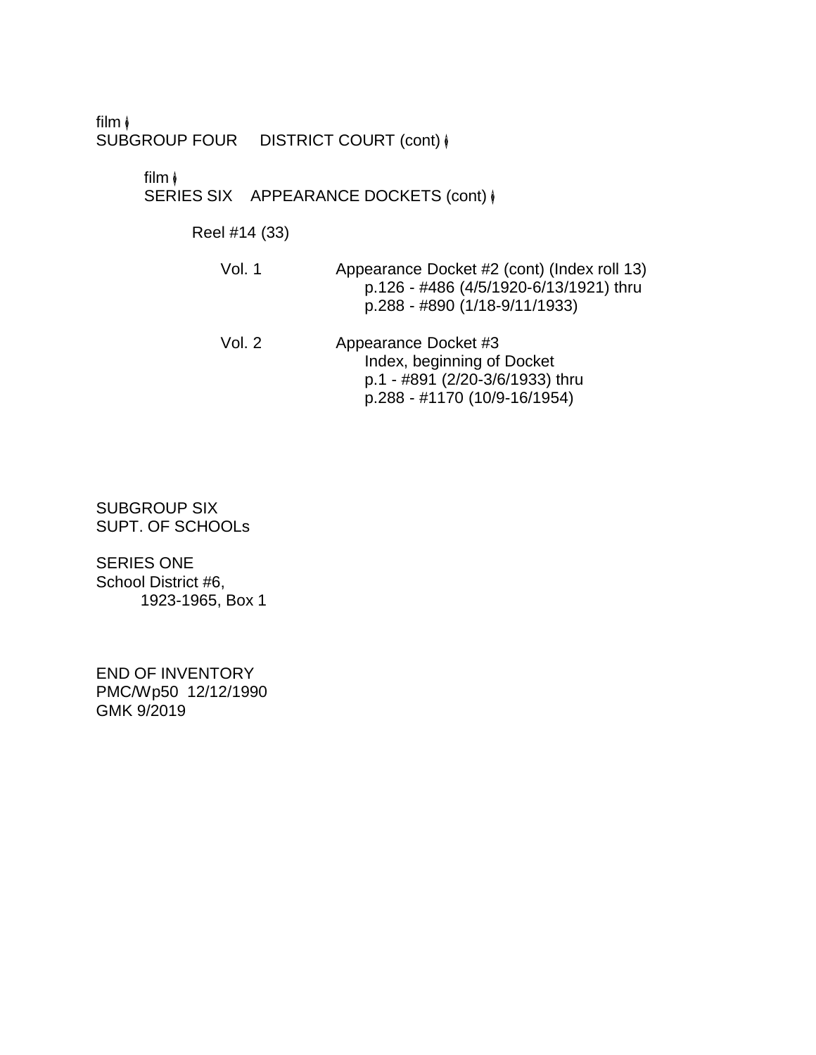film ◊
SUBGROUP FOUR  DISTRICT COURT (cont) ◊

film ◊
SERIES SIX  APPEARANCE DOCKETS (cont) ◊

Reel #14 (33)

Vol. 1  Appearance Docket #2 (cont) (Index roll 13)
p.126 - #486 (4/5/1920-6/13/1921) thru
p.288 - #890 (1/18-9/11/1933)

Vol. 2  Appearance Docket #3
Index, beginning of Docket
p.1 - #891 (2/20-3/6/1933) thru
p.288 - #1170 (10/9-16/1954)

SUBGROUP SIX
SUPT. OF SCHOOLs

SERIES ONE
School District #6,
1923-1965, Box 1

END OF INVENTORY
PMC/Wp50 12/12/1990
GMK 9/2019